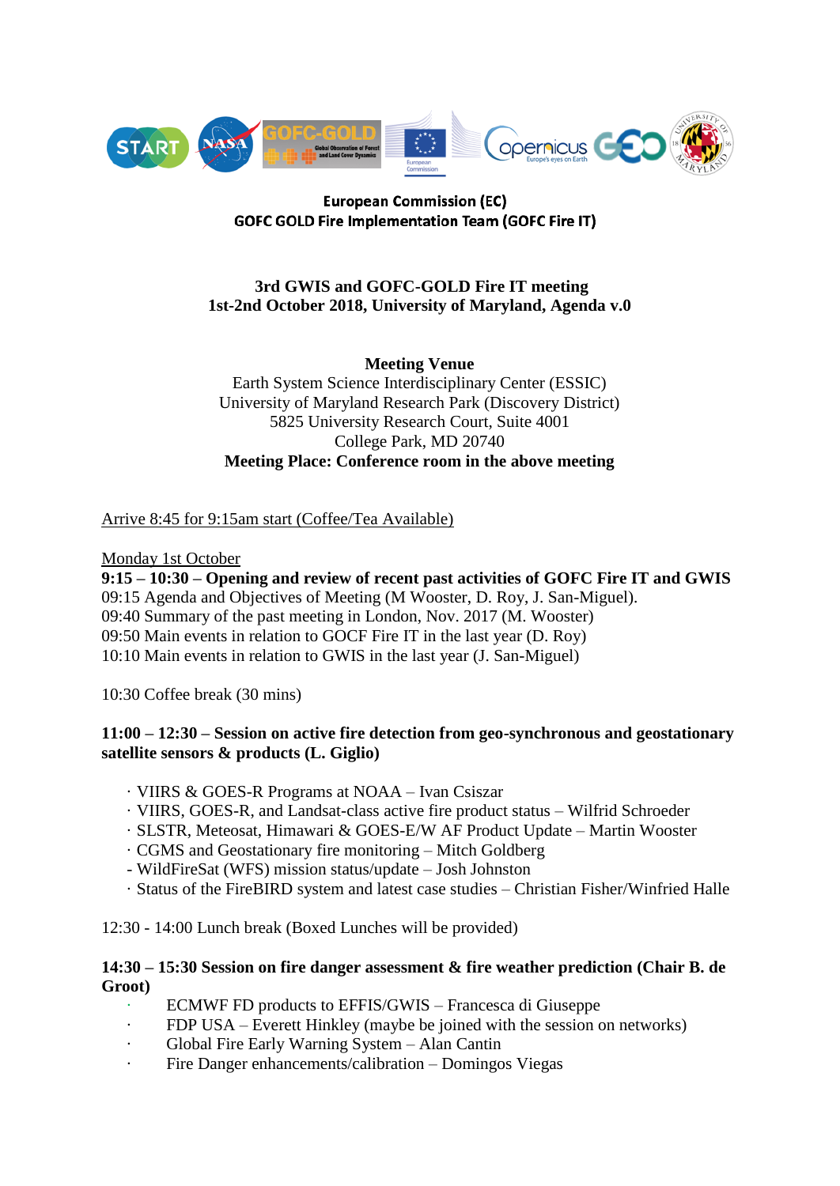**European Commission (EC)**
**GOFC GOLD Fire Implementation Team (GOFC Fire IT)**

## 3rd GWIS and GOFC-GOLD Fire IT meeting
## 1st-2nd October 2018, University of Maryland, Agenda v.0

**Meeting Venue**
Earth System Science Interdisciplinary Center (ESSIC)
University of Maryland Research Park (Discovery District)
5825 University Research Court, Suite 4001
College Park, MD 20740
**Meeting Place: Conference room in the above meeting**

Arrive 8:45 for 9:15am start (Coffee/Tea Available)

Monday 1st October
**9:15 – 10:30 – Opening and review of recent past activities of GOFC Fire IT and GWIS**
09:15 Agenda and Objectives of Meeting (M Wooster, D. Roy, J. San-Miguel).
09:40 Summary of the past meeting in London, Nov. 2017 (M. Wooster)
09:50 Main events in relation to GOCF Fire IT in the last year (D. Roy)
10:10 Main events in relation to GWIS in the last year (J. San-Miguel)

10:30 Coffee break (30 mins)

**11:00 – 12:30 – Session on active fire detection from geo-synchronous and geostationary satellite sensors & products (L. Giglio)**

- VIIRS & GOES-R Programs at NOAA – Ivan Csiszar
- VIIRS, GOES-R, and Landsat-class active fire product status – Wilfrid Schroeder
- SLSTR, Meteosat, Himawari & GOES-E/W AF Product Update – Martin Wooster
- CGMS and Geostationary fire monitoring – Mitch Goldberg
- WildFireSat (WFS) mission status/update – Josh Johnston
- Status of the FireBIRD system and latest case studies – Christian Fisher/Winfried Halle

12:30 - 14:00 Lunch break (Boxed Lunches will be provided)

**14:30 – 15:30 Session on fire danger assessment & fire weather prediction (Chair B. de Groot)**

- ECMWF FD products to EFFIS/GWIS – Francesca di Giuseppe
- FDP USA – Everett Hinkley (maybe be joined with the session on networks)
- Global Fire Early Warning System – Alan Cantin
- Fire Danger enhancements/calibration – Domingos Viegas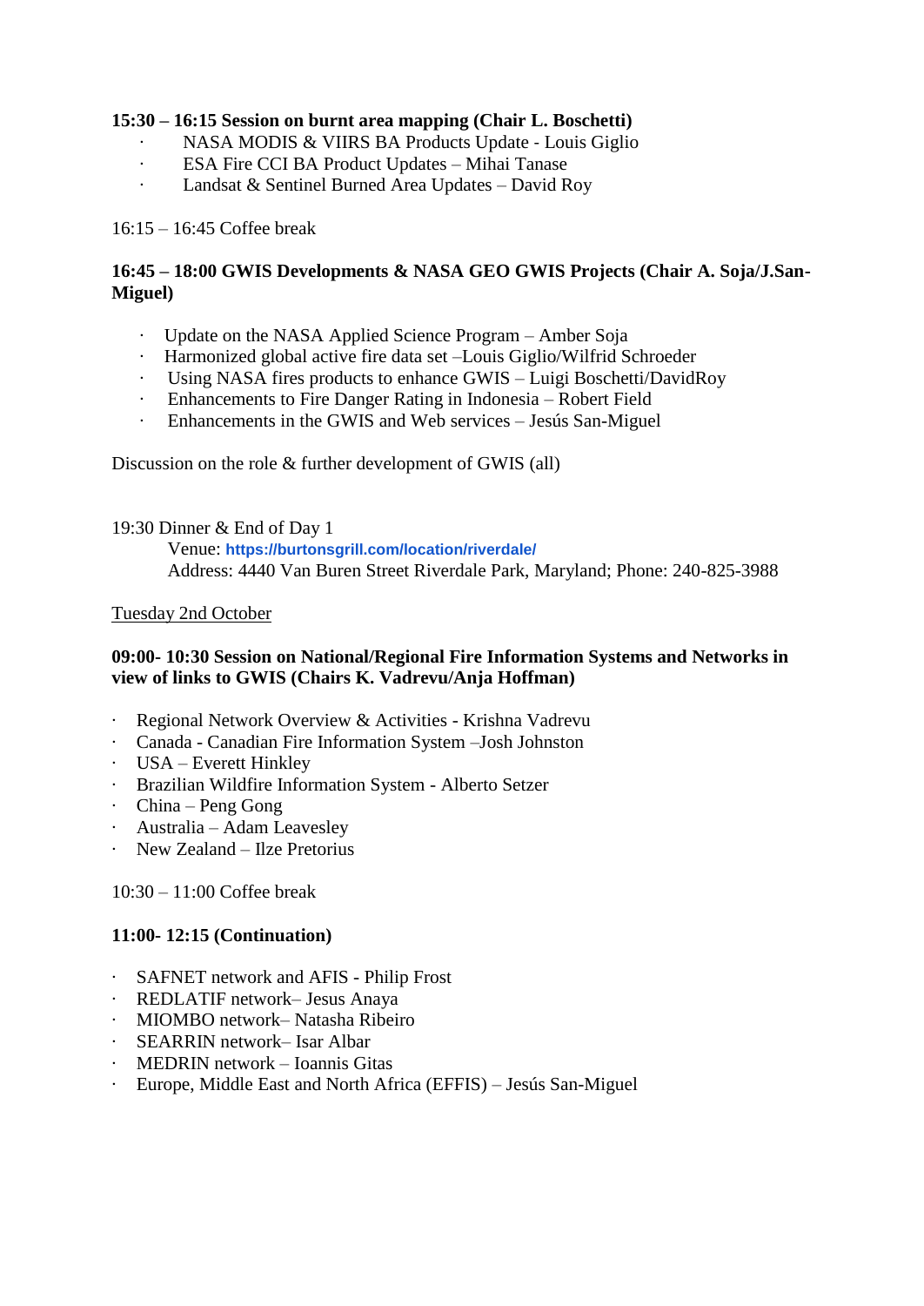**15:30 – 16:15 Session on burnt area mapping (Chair L. Boschetti)**

- NASA MODIS & VIIRS BA Products Update - Louis Giglio
- ESA Fire CCI BA Product Updates – Mihai Tanase
- Landsat & Sentinel Burned Area Updates – David Roy

16:15 – 16:45 Coffee break

**16:45 – 18:00 GWIS Developments & NASA GEO GWIS Projects (Chair A. Soja/J.San-Miguel)**

- Update on the NASA Applied Science Program – Amber Soja
- Harmonized global active fire data set –Louis Giglio/Wilfrid Schroeder
- Using NASA fires products to enhance GWIS – Luigi Boschetti/DavidRoy
- Enhancements to Fire Danger Rating in Indonesia – Robert Field
- Enhancements in the GWIS and Web services – Jesús San-Miguel

Discussion on the role & further development of GWIS (all)

19:30 Dinner & End of Day 1

Venue: https://burtonsgrill.com/location/riverdale/

Address: 4440 Van Buren Street Riverdale Park, Maryland; Phone: 240-825-3988

Tuesday 2nd October

**09:00- 10:30 Session on National/Regional Fire Information Systems and Networks in view of links to GWIS (Chairs K. Vadrevu/Anja Hoffman)**

- Regional Network Overview & Activities - Krishna Vadrevu
- Canada - Canadian Fire Information System –Josh Johnston
- USA – Everett Hinkley
- Brazilian Wildfire Information System - Alberto Setzer
- China – Peng Gong
- Australia – Adam Leavesley
- New Zealand – Ilze Pretorius

10:30 – 11:00 Coffee break

**11:00- 12:15 (Continuation)**

- SAFNET network and AFIS - Philip Frost
- REDLATIF network– Jesus Anaya
- MIOMBO network– Natasha Ribeiro
- SEARRIN network– Isar Albar
- MEDRIN network – Ioannis Gitas
- Europe, Middle East and North Africa (EFFIS) – Jesús San-Miguel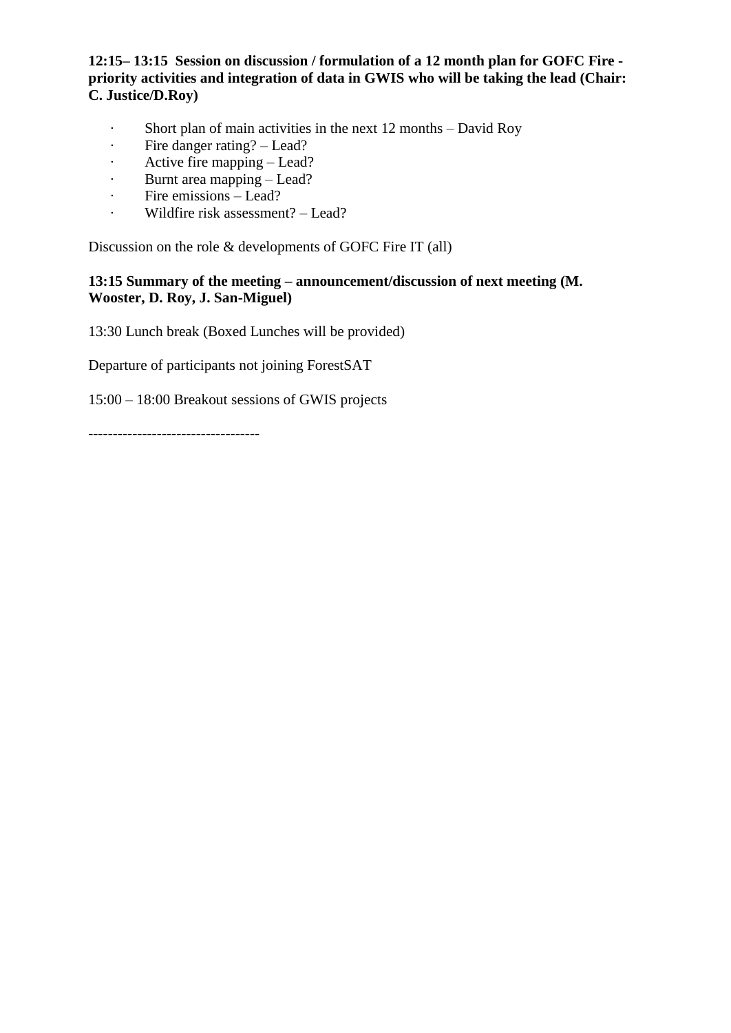**12:15– 13:15  Session on discussion / formulation of a 12 month plan for GOFC Fire - priority activities and integration of data in GWIS who will be taking the lead (Chair: C. Justice/D.Roy)**

- Short plan of main activities in the next 12 months – David Roy
- Fire danger rating? – Lead?
- Active fire mapping – Lead?
- Burnt area mapping – Lead?
- Fire emissions – Lead?
- Wildfire risk assessment? – Lead?

Discussion on the role & developments of GOFC Fire IT (all)

**13:15 Summary of the meeting – announcement/discussion of next meeting (M. Wooster, D. Roy, J. San-Miguel)**

13:30 Lunch break (Boxed Lunches will be provided)

Departure of participants not joining ForestSAT

15:00 – 18:00 Breakout sessions of GWIS projects

----------------------------------